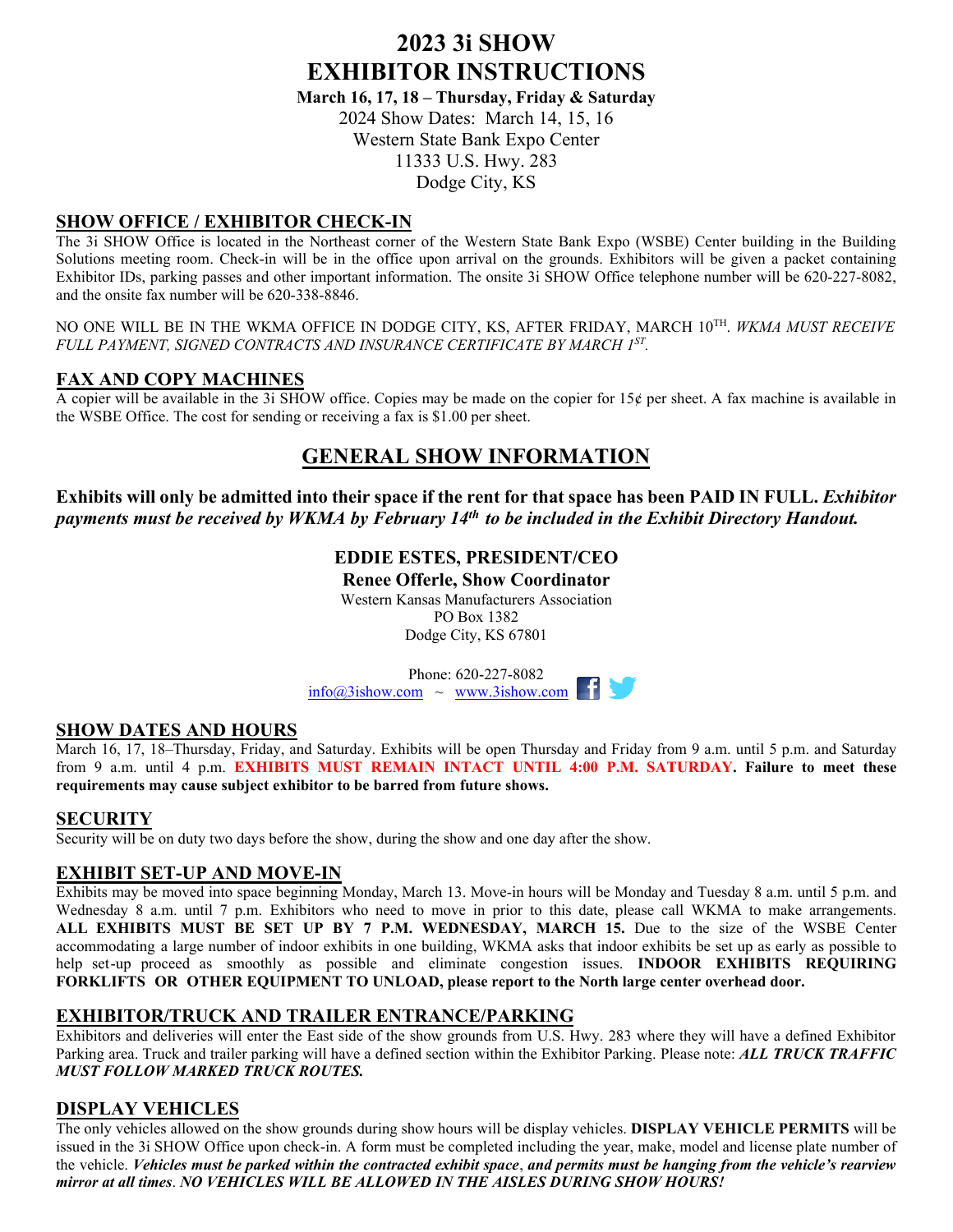# 2023 3i SHOW
# EXHIBITOR INSTRUCTIONS

**March 16, 17, 18 – Thursday, Friday & Saturday**

2024 Show Dates: March 14, 15, 16

Western State Bank Expo Center

11333 U.S. Hwy. 283

Dodge City, KS

## SHOW OFFICE / EXHIBITOR CHECK-IN

The 3i SHOW Office is located in the Northeast corner of the Western State Bank Expo (WSBE) Center building in the Building Solutions meeting room. Check-in will be in the office upon arrival on the grounds. Exhibitors will be given a packet containing Exhibitor IDs, parking passes and other important information. The onsite 3i SHOW Office telephone number will be 620-227-8082, and the onsite fax number will be 620-338-8846.

NO ONE WILL BE IN THE WKMA OFFICE IN DODGE CITY, KS, AFTER FRIDAY, MARCH 10TH. *WKMA MUST RECEIVE FULL PAYMENT, SIGNED CONTRACTS AND INSURANCE CERTIFICATE BY MARCH 1ST.*

## FAX AND COPY MACHINES

A copier will be available in the 3i SHOW office. Copies may be made on the copier for 15¢ per sheet. A fax machine is available in the WSBE Office. The cost for sending or receiving a fax is $1.00 per sheet.

# GENERAL SHOW INFORMATION

**Exhibits will only be admitted into their space if the rent for that space has been PAID IN FULL.** ***Exhibitor payments must be received by WKMA by February 14th to be included in the Exhibit Directory Handout.***

**EDDIE ESTES, PRESIDENT/CEO**

**Renee Offerle, Show Coordinator**

Western Kansas Manufacturers Association

PO Box 1382

Dodge City, KS 67801

Phone: 620-227-8082

info@3ishow.com ~ www.3ishow.com

## SHOW DATES AND HOURS

March 16, 17, 18–Thursday, Friday, and Saturday. Exhibits will be open Thursday and Friday from 9 a.m. until 5 p.m. and Saturday from 9 a.m. until 4 p.m. **EXHIBITS MUST REMAIN INTACT UNTIL 4:00 P.M. SATURDAY. Failure to meet these requirements may cause subject exhibitor to be barred from future shows.**

## SECURITY

Security will be on duty two days before the show, during the show and one day after the show.

## EXHIBIT SET-UP AND MOVE-IN

Exhibits may be moved into space beginning Monday, March 13. Move-in hours will be Monday and Tuesday 8 a.m. until 5 p.m. and Wednesday 8 a.m. until 7 p.m. Exhibitors who need to move in prior to this date, please call WKMA to make arrangements. **ALL EXHIBITS MUST BE SET UP BY 7 P.M. WEDNESDAY, MARCH 15.** Due to the size of the WSBE Center accommodating a large number of indoor exhibits in one building, WKMA asks that indoor exhibits be set up as early as possible to help set-up proceed as smoothly as possible and eliminate congestion issues. **INDOOR EXHIBITS REQUIRING FORKLIFTS OR OTHER EQUIPMENT TO UNLOAD, please report to the North large center overhead door.**

## EXHIBITOR/TRUCK AND TRAILER ENTRANCE/PARKING

Exhibitors and deliveries will enter the East side of the show grounds from U.S. Hwy. 283 where they will have a defined Exhibitor Parking area. Truck and trailer parking will have a defined section within the Exhibitor Parking. Please note: ***ALL TRUCK TRAFFIC MUST FOLLOW MARKED TRUCK ROUTES.***

## DISPLAY VEHICLES

The only vehicles allowed on the show grounds during show hours will be display vehicles. **DISPLAY VEHICLE PERMITS** will be issued in the 3i SHOW Office upon check-in. A form must be completed including the year, make, model and license plate number of the vehicle. ***Vehicles must be parked within the contracted exhibit space, and permits must be hanging from the vehicle's rearview mirror at all times. NO VEHICLES WILL BE ALLOWED IN THE AISLES DURING SHOW HOURS!***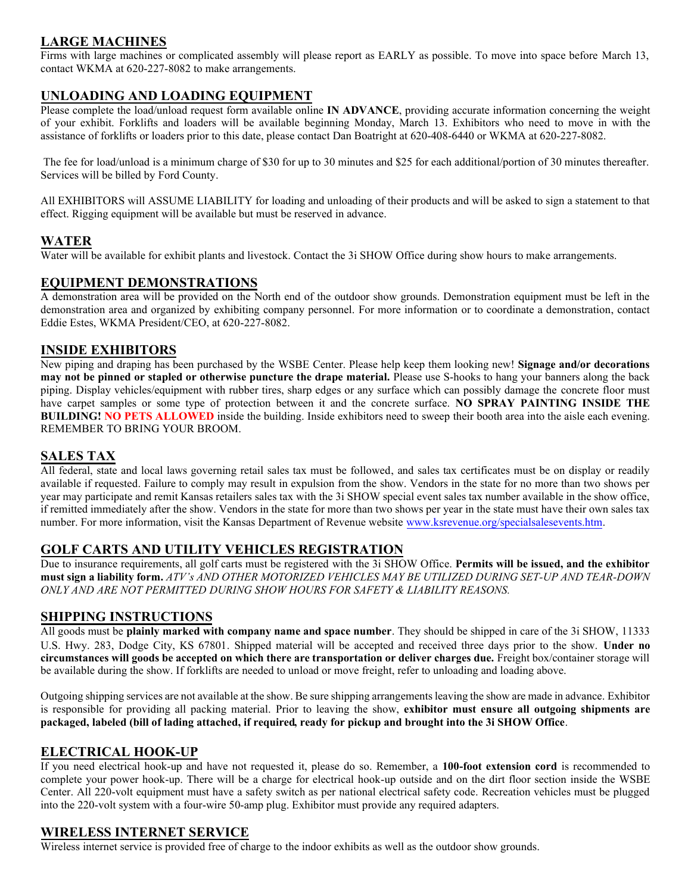## LARGE MACHINES

Firms with large machines or complicated assembly will please report as EARLY as possible. To move into space before March 13, contact WKMA at 620-227-8082 to make arrangements.

## UNLOADING AND LOADING EQUIPMENT

Please complete the load/unload request form available online **IN ADVANCE**, providing accurate information concerning the weight of your exhibit. Forklifts and loaders will be available beginning Monday, March 13. Exhibitors who need to move in with the assistance of forklifts or loaders prior to this date, please contact Dan Boatright at 620-408-6440 or WKMA at 620-227-8082.

The fee for load/unload is a minimum charge of $30 for up to 30 minutes and $25 for each additional/portion of 30 minutes thereafter. Services will be billed by Ford County.

All EXHIBITORS will ASSUME LIABILITY for loading and unloading of their products and will be asked to sign a statement to that effect. Rigging equipment will be available but must be reserved in advance.

## WATER

Water will be available for exhibit plants and livestock. Contact the 3i SHOW Office during show hours to make arrangements.

## EQUIPMENT DEMONSTRATIONS

A demonstration area will be provided on the North end of the outdoor show grounds. Demonstration equipment must be left in the demonstration area and organized by exhibiting company personnel. For more information or to coordinate a demonstration, contact Eddie Estes, WKMA President/CEO, at 620-227-8082.

## INSIDE EXHIBITORS

New piping and draping has been purchased by the WSBE Center. Please help keep them looking new! **Signage and/or decorations may not be pinned or stapled or otherwise puncture the drape material.** Please use S-hooks to hang your banners along the back piping. Display vehicles/equipment with rubber tires, sharp edges or any surface which can possibly damage the concrete floor must have carpet samples or some type of protection between it and the concrete surface. **NO SPRAY PAINTING INSIDE THE BUILDING! NO PETS ALLOWED** inside the building. Inside exhibitors need to sweep their booth area into the aisle each evening. REMEMBER TO BRING YOUR BROOM.

## SALES TAX

All federal, state and local laws governing retail sales tax must be followed, and sales tax certificates must be on display or readily available if requested. Failure to comply may result in expulsion from the show. Vendors in the state for no more than two shows per year may participate and remit Kansas retailers sales tax with the 3i SHOW special event sales tax number available in the show office, if remitted immediately after the show. Vendors in the state for more than two shows per year in the state must have their own sales tax number. For more information, visit the Kansas Department of Revenue website www.ksrevenue.org/specialsalesevents.htm.

## GOLF CARTS AND UTILITY VEHICLES REGISTRATION

Due to insurance requirements, all golf carts must be registered with the 3i SHOW Office. **Permits will be issued, and the exhibitor must sign a liability form.** *ATV's AND OTHER MOTORIZED VEHICLES MAY BE UTILIZED DURING SET-UP AND TEAR-DOWN ONLY AND ARE NOT PERMITTED DURING SHOW HOURS FOR SAFETY & LIABILITY REASONS.*

## SHIPPING INSTRUCTIONS

All goods must be **plainly marked with company name and space number**. They should be shipped in care of the 3i SHOW, 11333 U.S. Hwy. 283, Dodge City, KS 67801. Shipped material will be accepted and received three days prior to the show. **Under no circumstances will goods be accepted on which there are transportation or deliver charges due.** Freight box/container storage will be available during the show. If forklifts are needed to unload or move freight, refer to unloading and loading above.

Outgoing shipping services are not available at the show. Be sure shipping arrangements leaving the show are made in advance. Exhibitor is responsible for providing all packing material. Prior to leaving the show, **exhibitor must ensure all outgoing shipments are packaged, labeled (bill of lading attached, if required, ready for pickup and brought into the 3i SHOW Office**.

## ELECTRICAL HOOK-UP

If you need electrical hook-up and have not requested it, please do so. Remember, a **100-foot extension cord** is recommended to complete your power hook-up. There will be a charge for electrical hook-up outside and on the dirt floor section inside the WSBE Center. All 220-volt equipment must have a safety switch as per national electrical safety code. Recreation vehicles must be plugged into the 220-volt system with a four-wire 50-amp plug. Exhibitor must provide any required adapters.

## WIRELESS INTERNET SERVICE

Wireless internet service is provided free of charge to the indoor exhibits as well as the outdoor show grounds.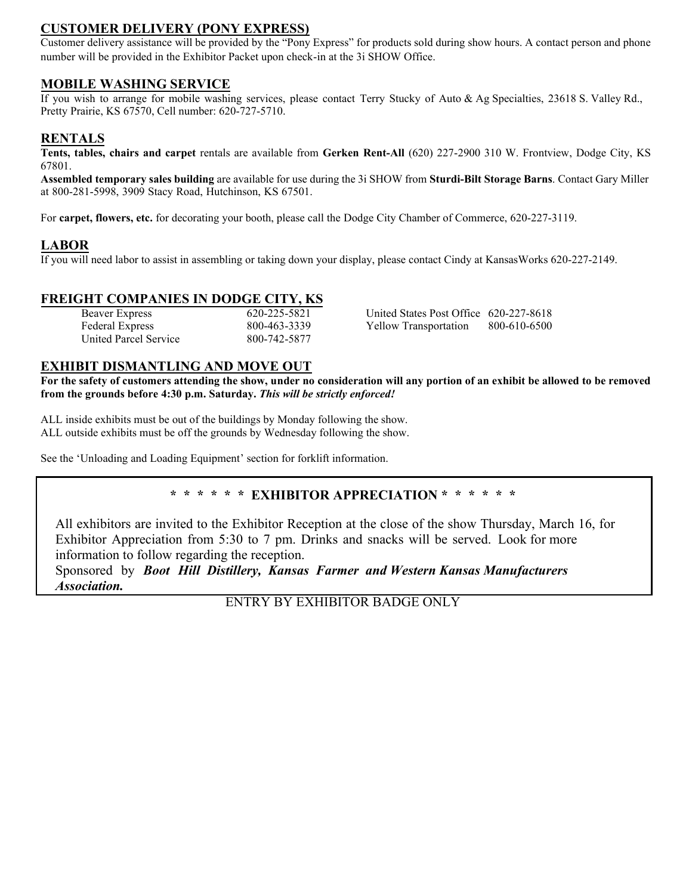## CUSTOMER DELIVERY (PONY EXPRESS)

Customer delivery assistance will be provided by the "Pony Express" for products sold during show hours. A contact person and phone number will be provided in the Exhibitor Packet upon check-in at the 3i SHOW Office.

## MOBILE WASHING SERVICE

If you wish to arrange for mobile washing services, please contact Terry Stucky of Auto & Ag Specialties, 23618 S. Valley Rd., Pretty Prairie, KS 67570, Cell number: 620-727-5710.

## RENTALS

**Tents, tables, chairs and carpet** rentals are available from **Gerken Rent-All** (620) 227-2900 310 W. Frontview, Dodge City, KS 67801.

**Assembled temporary sales building** are available for use during the 3i SHOW from **Sturdi-Bilt Storage Barns**. Contact Gary Miller at 800-281-5998, 3909 Stacy Road, Hutchinson, KS 67501.

For **carpet, flowers, etc.** for decorating your booth, please call the Dodge City Chamber of Commerce, 620-227-3119.

## LABOR

If you will need labor to assist in assembling or taking down your display, please contact Cindy at KansasWorks 620-227-2149.

## FREIGHT COMPANIES IN DODGE CITY, KS

| | | | |
|---|---|---|---|
| Beaver Express | 620-225-5821 | United States Post Office | 620-227-8618 |
| Federal Express | 800-463-3339 | Yellow Transportation | 800-610-6500 |
| United Parcel Service | 800-742-5877 | | |

## EXHIBIT DISMANTLING AND MOVE OUT

**For the safety of customers attending the show, under no consideration will any portion of an exhibit be allowed to be removed from the grounds before 4:30 p.m. Saturday.** ***This will be strictly enforced!***

ALL inside exhibits must be out of the buildings by Monday following the show.
ALL outside exhibits must be off the grounds by Wednesday following the show.

See the 'Unloading and Loading Equipment' section for forklift information.

**\* \* \* \* \* \* EXHIBITOR APPRECIATION \* \* \* \* \* \***

All exhibitors are invited to the Exhibitor Reception at the close of the show Thursday, March 16, for Exhibitor Appreciation from 5:30 to 7 pm. Drinks and snacks will be served. Look for more information to follow regarding the reception.

Sponsored by ***Boot Hill Distillery, Kansas Farmer and Western Kansas Manufacturers Association.***

ENTRY BY EXHIBITOR BADGE ONLY